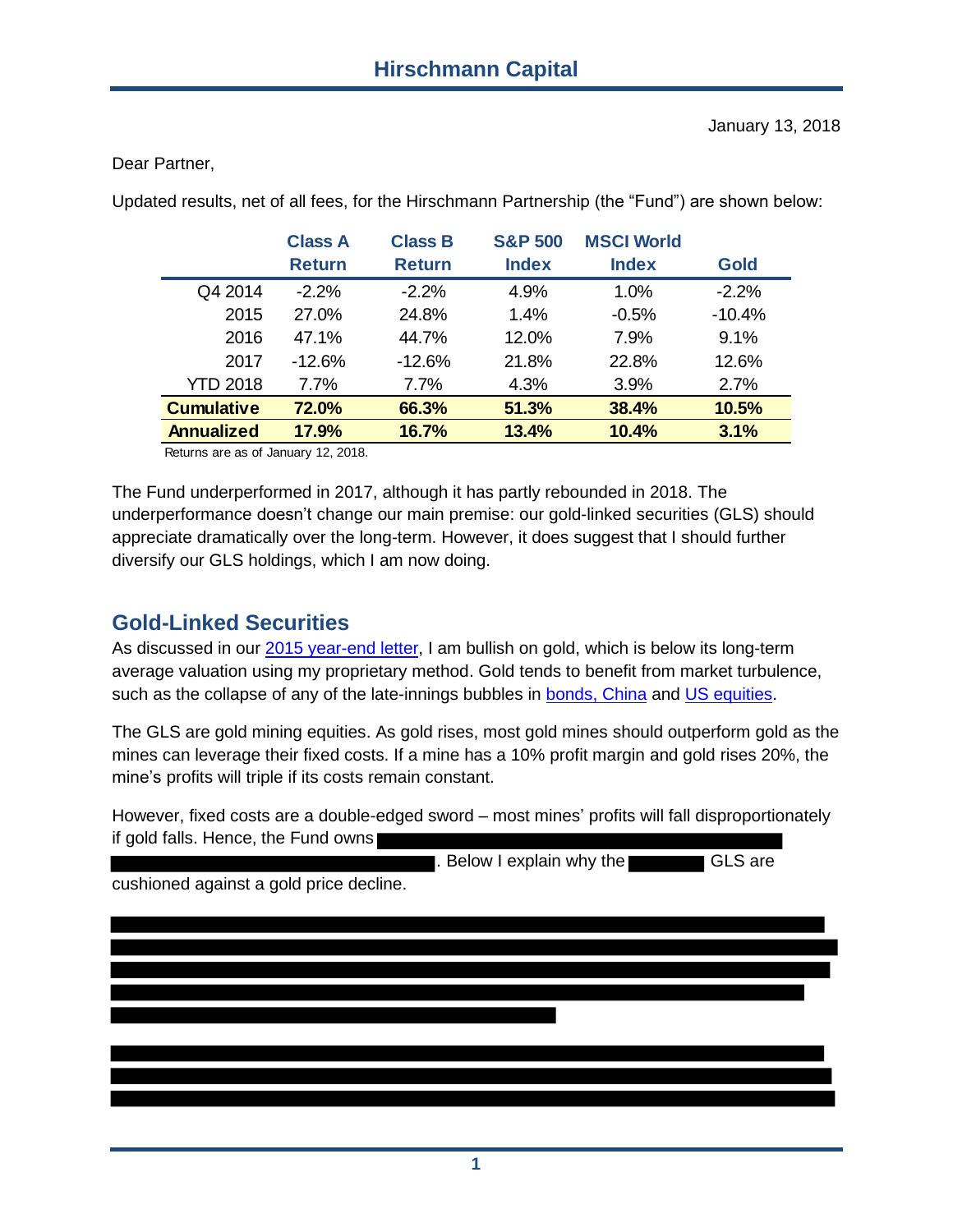# Hirschmann Capital

January 13, 2018

Dear Partner,

Updated results, net of all fees, for the Hirschmann Partnership (the "Fund") are shown below:

| | Class A Return | Class B Return | S&P 500 Index | MSCI World Index | Gold |
|---|---|---|---|---|---|
| Q4 2014 | -2.2% | -2.2% | 4.9% | 1.0% | -2.2% |
| 2015 | 27.0% | 24.8% | 1.4% | -0.5% | -10.4% |
| 2016 | 47.1% | 44.7% | 12.0% | 7.9% | 9.1% |
| 2017 | -12.6% | -12.6% | 21.8% | 22.8% | 12.6% |
| YTD 2018 | 7.7% | 7.7% | 4.3% | 3.9% | 2.7% |
| **Cumulative** | **72.0%** | **66.3%** | **51.3%** | **38.4%** | **10.5%** |
| **Annualized** | **17.9%** | **16.7%** | **13.4%** | **10.4%** | **3.1%** |

Returns are as of January 12, 2018.

The Fund underperformed in 2017, although it has partly rebounded in 2018. The underperformance doesn't change our main premise: our gold-linked securities (GLS) should appreciate dramatically over the long-term. However, it does suggest that I should further diversify our GLS holdings, which I am now doing.

## Gold-Linked Securities

As discussed in our 2015 year-end letter, I am bullish on gold, which is below its long-term average valuation using my proprietary method. Gold tends to benefit from market turbulence, such as the collapse of any of the late-innings bubbles in bonds, China and US equities.

The GLS are gold mining equities. As gold rises, most gold mines should outperform gold as the mines can leverage their fixed costs. If a mine has a 10% profit margin and gold rises 20%, the mine's profits will triple if its costs remain constant.

However, fixed costs are a double-edged sword – most mines' profits will fall disproportionately if gold falls. Hence, the Fund owns [REDACTED]. Below I explain why the [REDACTED] GLS are cushioned against a gold price decline.

[REDACTED]

[REDACTED]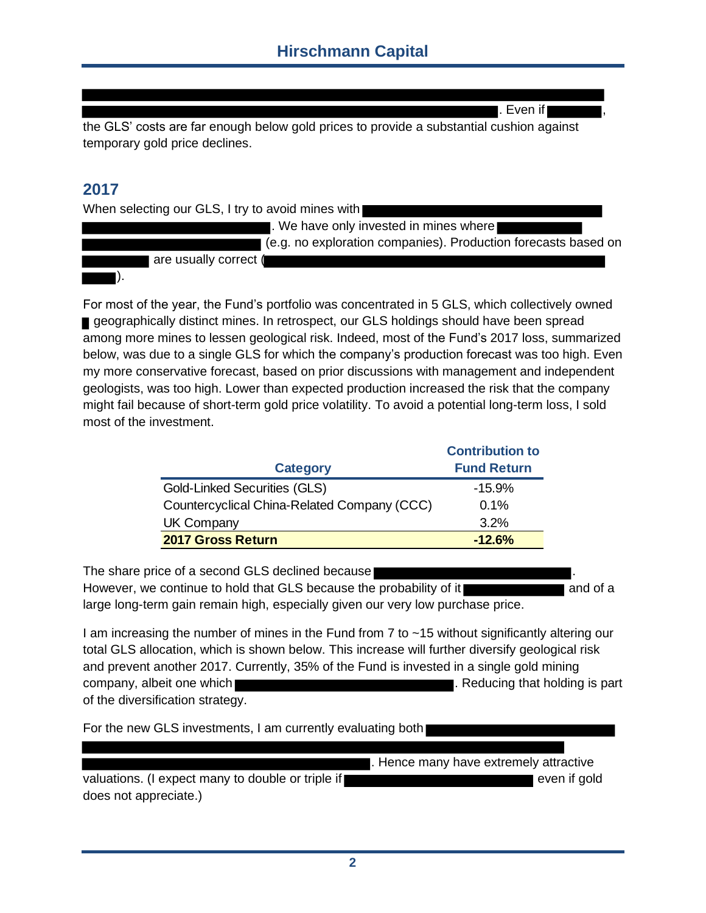. Even if ,
the GLS' costs are far enough below gold prices to provide a substantial cushion against temporary gold price declines.

## 2017

When selecting our GLS, I try to avoid mines with . We have only invested in mines where (e.g. no exploration companies). Production forecasts based on are usually correct ( ).

For most of the year, the Fund's portfolio was concentrated in 5 GLS, which collectively owned geographically distinct mines. In retrospect, our GLS holdings should have been spread among more mines to lessen geological risk. Indeed, most of the Fund's 2017 loss, summarized below, was due to a single GLS for which the company's production forecast was too high. Even my more conservative forecast, based on prior discussions with management and independent geologists, was too high. Lower than expected production increased the risk that the company might fail because of short-term gold price volatility. To avoid a potential long-term loss, I sold most of the investment.

| Category | Contribution to Fund Return |
| --- | --- |
| Gold-Linked Securities (GLS) | -15.9% |
| Countercyclical China-Related Company (CCC) | 0.1% |
| UK Company | 3.2% |
| **2017 Gross Return** | **-12.6%** |

The share price of a second GLS declined because . However, we continue to hold that GLS because the probability of it and of a large long-term gain remain high, especially given our very low purchase price.

I am increasing the number of mines in the Fund from 7 to ~15 without significantly altering our total GLS allocation, which is shown below. This increase will further diversify geological risk and prevent another 2017. Currently, 35% of the Fund is invested in a single gold mining company, albeit one which . Reducing that holding is part of the diversification strategy.

For the new GLS investments, I am currently evaluating both . Hence many have extremely attractive valuations. (I expect many to double or triple if even if gold does not appreciate.)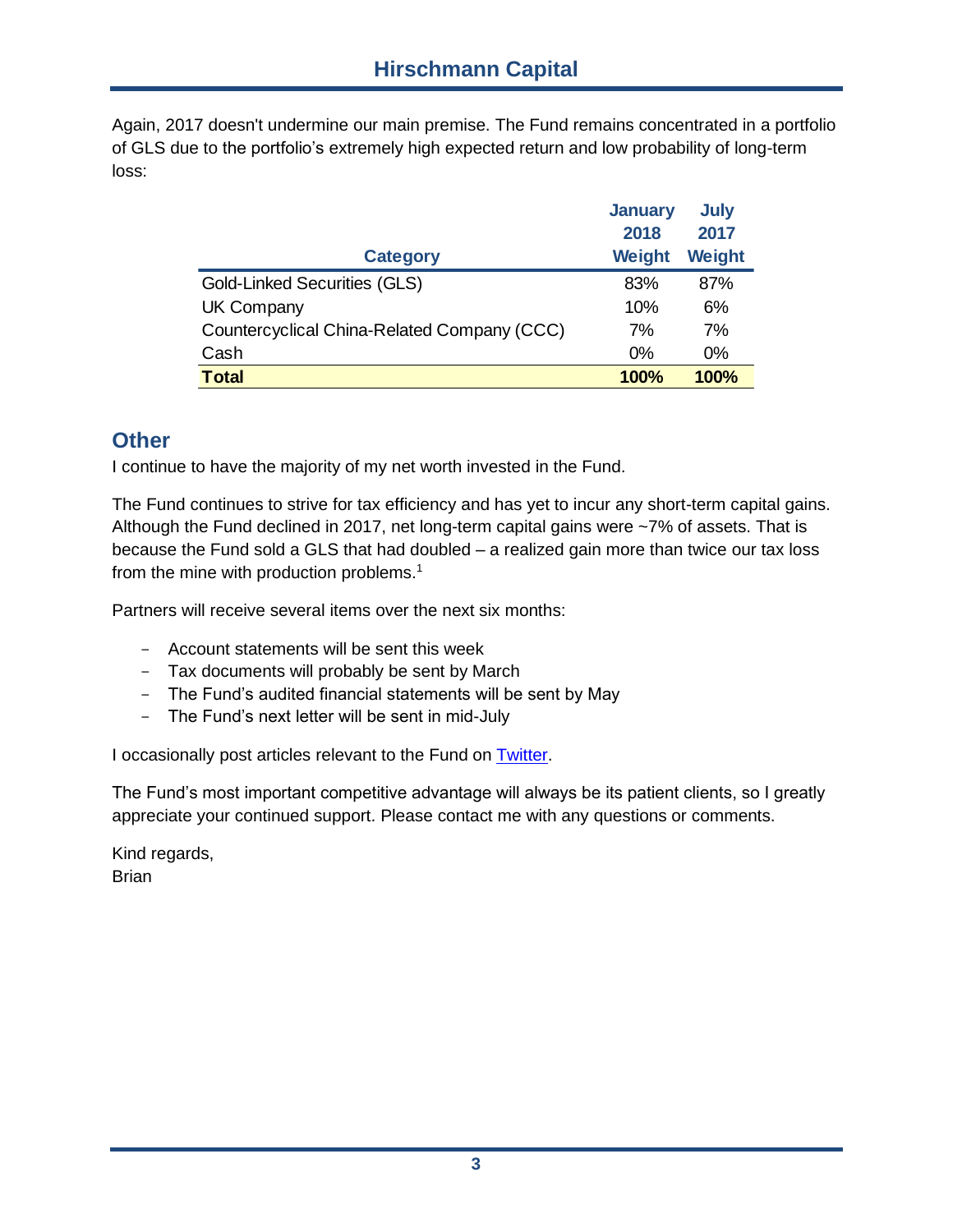Again, 2017 doesn't undermine our main premise. The Fund remains concentrated in a portfolio of GLS due to the portfolio's extremely high expected return and low probability of long-term loss:

| Category | January 2018 Weight | July 2017 Weight |
|---|---|---|
| Gold-Linked Securities (GLS) | 83% | 87% |
| UK Company | 10% | 6% |
| Countercyclical China-Related Company (CCC) | 7% | 7% |
| Cash | 0% | 0% |
| **Total** | **100%** | **100%** |

## Other

I continue to have the majority of my net worth invested in the Fund.

The Fund continues to strive for tax efficiency and has yet to incur any short-term capital gains. Although the Fund declined in 2017, net long-term capital gains were ~7% of assets. That is because the Fund sold a GLS that had doubled – a realized gain more than twice our tax loss from the mine with production problems.[1]

Partners will receive several items over the next six months:

- Account statements will be sent this week
- Tax documents will probably be sent by March
- The Fund's audited financial statements will be sent by May
- The Fund's next letter will be sent in mid-July

I occasionally post articles relevant to the Fund on Twitter.

The Fund's most important competitive advantage will always be its patient clients, so I greatly appreciate your continued support. Please contact me with any questions or comments.

Kind regards,
Brian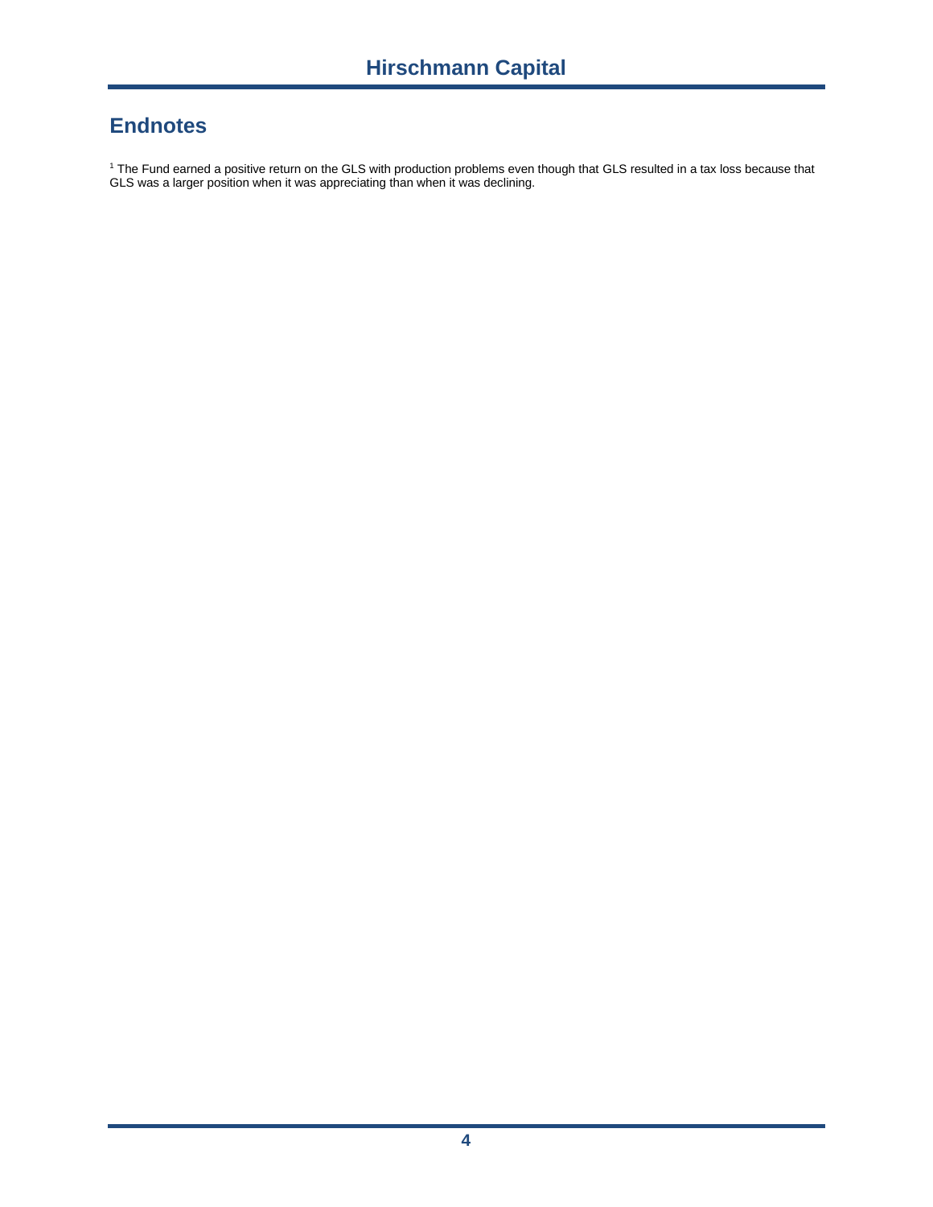## Endnotes

[1] The Fund earned a positive return on the GLS with production problems even though that GLS resulted in a tax loss because that GLS was a larger position when it was appreciating than when it was declining.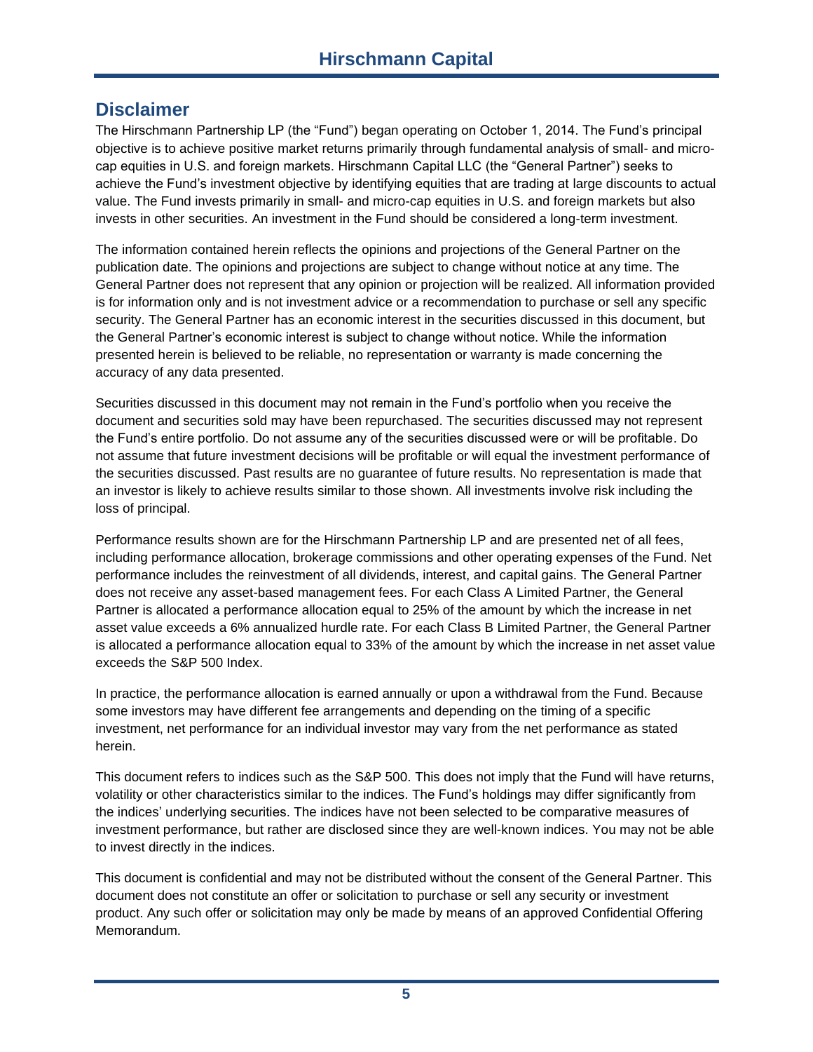## Disclaimer

The Hirschmann Partnership LP (the "Fund") began operating on October 1, 2014. The Fund's principal objective is to achieve positive market returns primarily through fundamental analysis of small- and micro-cap equities in U.S. and foreign markets. Hirschmann Capital LLC (the "General Partner") seeks to achieve the Fund's investment objective by identifying equities that are trading at large discounts to actual value. The Fund invests primarily in small- and micro-cap equities in U.S. and foreign markets but also invests in other securities. An investment in the Fund should be considered a long-term investment.

The information contained herein reflects the opinions and projections of the General Partner on the publication date. The opinions and projections are subject to change without notice at any time. The General Partner does not represent that any opinion or projection will be realized. All information provided is for information only and is not investment advice or a recommendation to purchase or sell any specific security. The General Partner has an economic interest in the securities discussed in this document, but the General Partner's economic interest is subject to change without notice. While the information presented herein is believed to be reliable, no representation or warranty is made concerning the accuracy of any data presented.

Securities discussed in this document may not remain in the Fund's portfolio when you receive the document and securities sold may have been repurchased. The securities discussed may not represent the Fund's entire portfolio. Do not assume any of the securities discussed were or will be profitable. Do not assume that future investment decisions will be profitable or will equal the investment performance of the securities discussed. Past results are no guarantee of future results. No representation is made that an investor is likely to achieve results similar to those shown. All investments involve risk including the loss of principal.

Performance results shown are for the Hirschmann Partnership LP and are presented net of all fees, including performance allocation, brokerage commissions and other operating expenses of the Fund. Net performance includes the reinvestment of all dividends, interest, and capital gains. The General Partner does not receive any asset-based management fees. For each Class A Limited Partner, the General Partner is allocated a performance allocation equal to 25% of the amount by which the increase in net asset value exceeds a 6% annualized hurdle rate. For each Class B Limited Partner, the General Partner is allocated a performance allocation equal to 33% of the amount by which the increase in net asset value exceeds the S&P 500 Index.

In practice, the performance allocation is earned annually or upon a withdrawal from the Fund. Because some investors may have different fee arrangements and depending on the timing of a specific investment, net performance for an individual investor may vary from the net performance as stated herein.

This document refers to indices such as the S&P 500. This does not imply that the Fund will have returns, volatility or other characteristics similar to the indices. The Fund's holdings may differ significantly from the indices' underlying securities. The indices have not been selected to be comparative measures of investment performance, but rather are disclosed since they are well-known indices. You may not be able to invest directly in the indices.

This document is confidential and may not be distributed without the consent of the General Partner. This document does not constitute an offer or solicitation to purchase or sell any security or investment product. Any such offer or solicitation may only be made by means of an approved Confidential Offering Memorandum.